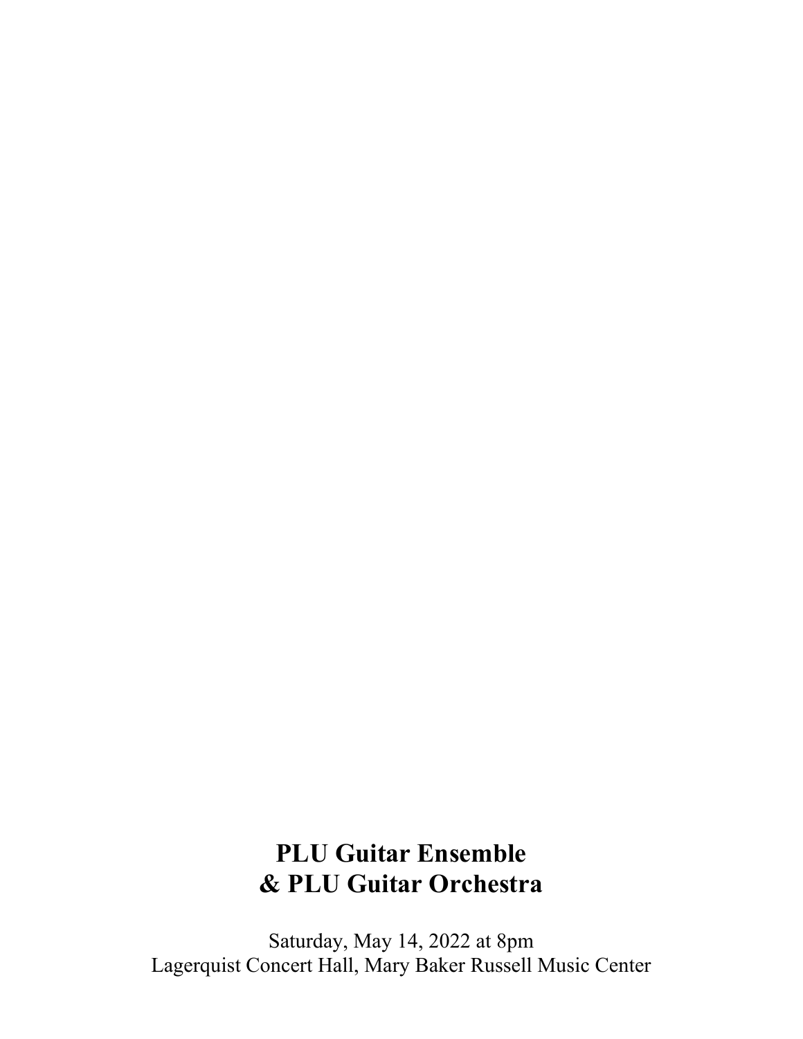# PLU Guitar Ensemble
# & PLU Guitar Orchestra

Saturday, May 14, 2022 at 8pm
Lagerquist Concert Hall, Mary Baker Russell Music Center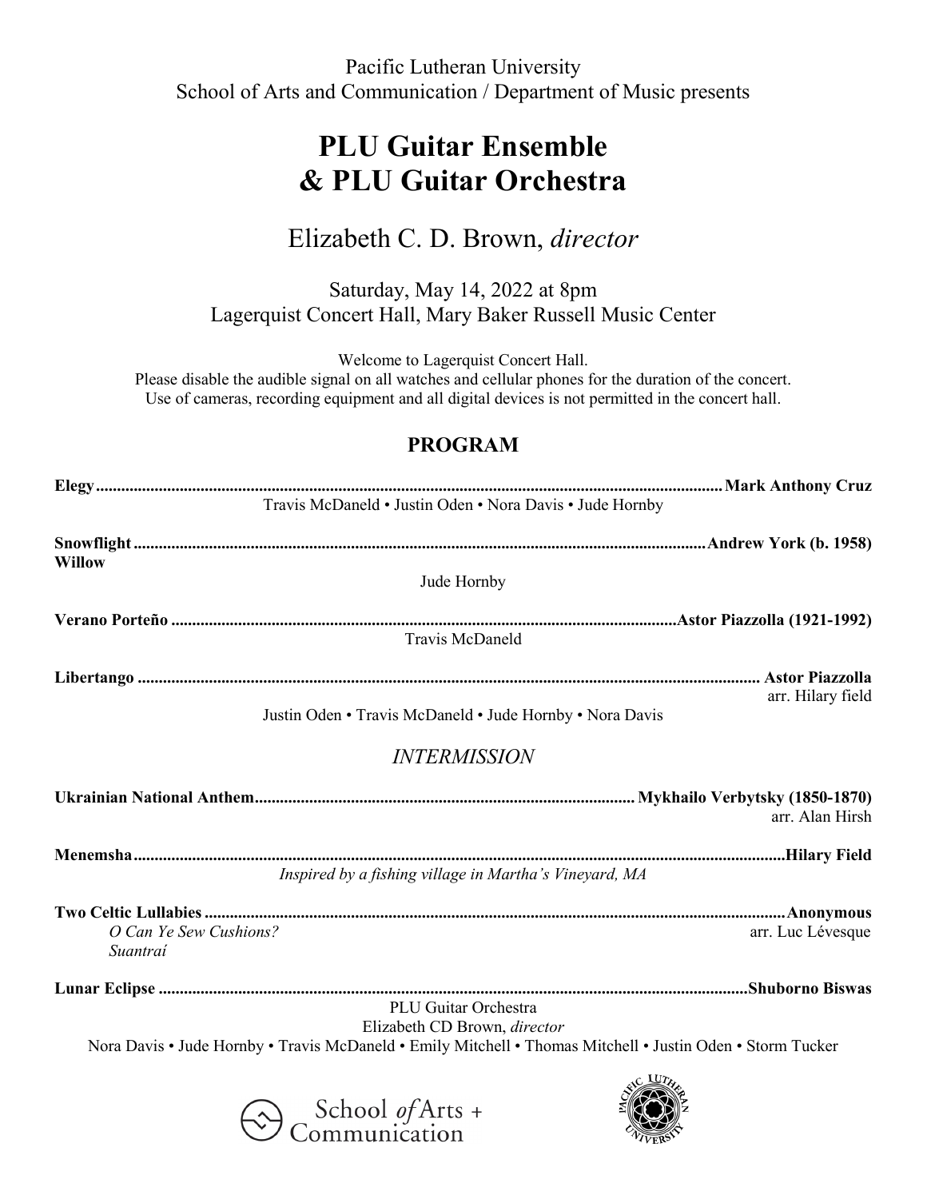Pacific Lutheran University
School of Arts and Communication / Department of Music presents

# PLU Guitar Ensemble & PLU Guitar Orchestra

## Elizabeth C. D. Brown, *director*

Saturday, May 14, 2022 at 8pm
Lagerquist Concert Hall, Mary Baker Russell Music Center

Welcome to Lagerquist Concert Hall.
Please disable the audible signal on all watches and cellular phones for the duration of the concert.
Use of cameras, recording equipment and all digital devices is not permitted in the concert hall.

## PROGRAM

**Elegy** ........................................ **Mark Anthony Cruz**
Travis McDaneld • Justin Oden • Nora Davis • Jude Hornby

**Snowflight** ........................................ **Andrew York (b. 1958)**
**Willow**
Jude Hornby

**Verano Porteño** ........................................ **Astor Piazzolla (1921-1992)**
Travis McDaneld

**Libertango** ........................................ **Astor Piazzolla**
arr. Hilary field
Justin Oden • Travis McDaneld • Jude Hornby • Nora Davis

*INTERMISSION*

**Ukrainian National Anthem** ........................................ **Mykhailo Verbytsky (1850-1870)**
arr. Alan Hirsh

**Menemsha** ........................................ **Hilary Field**
*Inspired by a fishing village in Martha's Vineyard, MA*

**Two Celtic Lullabies** ........................................ **Anonymous**
*O Can Ye Sew Cushions?* arr. Luc Lévesque
*Suantraí*

**Lunar Eclipse** ........................................ **Shuborno Biswas**
PLU Guitar Orchestra
Elizabeth CD Brown, *director*
Nora Davis • Jude Hornby • Travis McDaneld • Emily Mitchell • Thomas Mitchell • Justin Oden • Storm Tucker

School *of* Arts + Communication